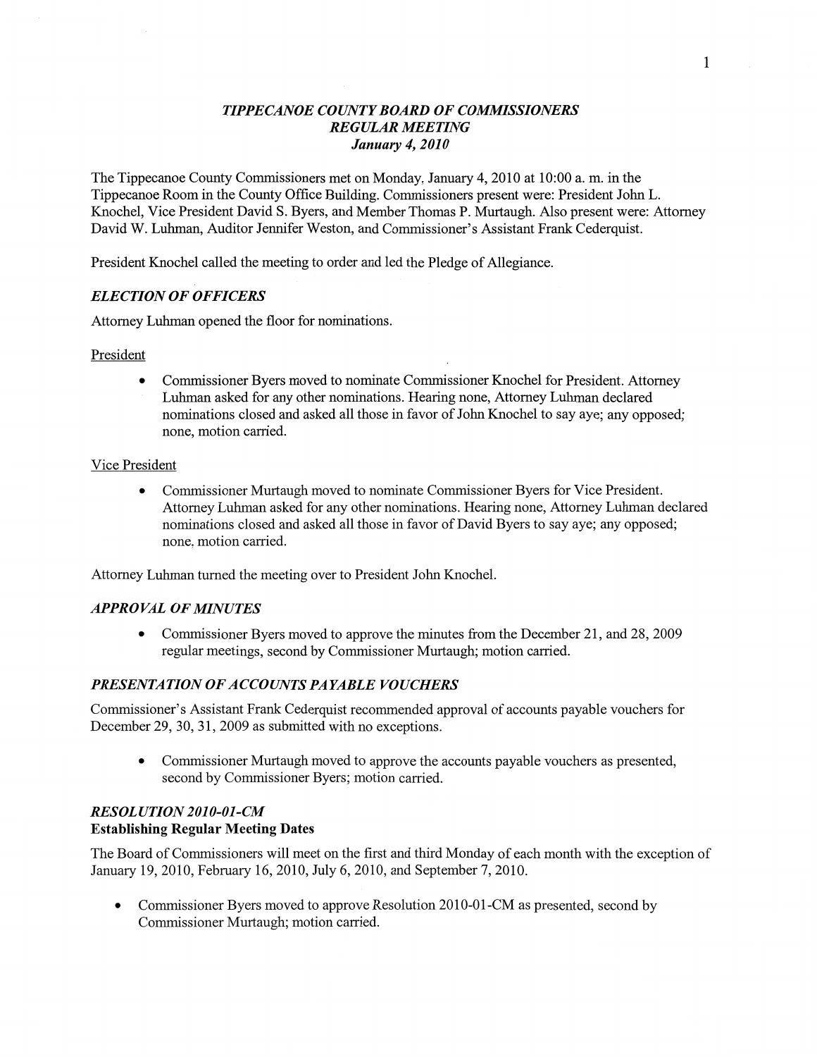# *TIPPECANOE COUNTY BOARD OF COMMISSIONERS*
## *REGULAR MEETING*
### *January 4, 2010*

The Tippecanoe County Commissioners met on Monday, January 4, 2010 at 10:00 a. m. in the Tippecanoe Room in the County Office Building. Commissioners present were: President John L. Knochel, Vice President David S. Byers, and Member Thomas P. Murtaugh. Also present were: Attorney David W. Luhman, Auditor Jennifer Weston, and Commissioner's Assistant Frank Cederquist.

President Knochel called the meeting to order and led the Pledge of Allegiance.

## *ELECTION OF OFFICERS*

Attorney Luhman opened the floor for nominations.

President

- Commissioner Byers moved to nominate Commissioner Knochel for President. Attorney Luhman asked for any other nominations. Hearing none, Attorney Luhman declared nominations closed and asked all those in favor of John Knochel to say aye; any opposed; none, motion carried.

Vice President

- Commissioner Murtaugh moved to nominate Commissioner Byers for Vice President. Attorney Luhman asked for any other nominations. Hearing none, Attorney Luhman declared nominations closed and asked all those in favor of David Byers to say aye; any opposed; none, motion carried.

Attorney Luhman turned the meeting over to President John Knochel.

## *APPROVAL OF MINUTES*

- Commissioner Byers moved to approve the minutes from the December 21, and 28, 2009 regular meetings, second by Commissioner Murtaugh; motion carried.

## *PRESENTATION OF ACCOUNTS PAYABLE VOUCHERS*

Commissioner's Assistant Frank Cederquist recommended approval of accounts payable vouchers for December 29, 30, 31, 2009 as submitted with no exceptions.

- Commissioner Murtaugh moved to approve the accounts payable vouchers as presented, second by Commissioner Byers; motion carried.

## *RESOLUTION 2010-01-CM*
**Establishing Regular Meeting Dates**

The Board of Commissioners will meet on the first and third Monday of each month with the exception of January 19, 2010, February 16, 2010, July 6, 2010, and September 7, 2010.

- Commissioner Byers moved to approve Resolution 2010-01-CM as presented, second by Commissioner Murtaugh; motion carried.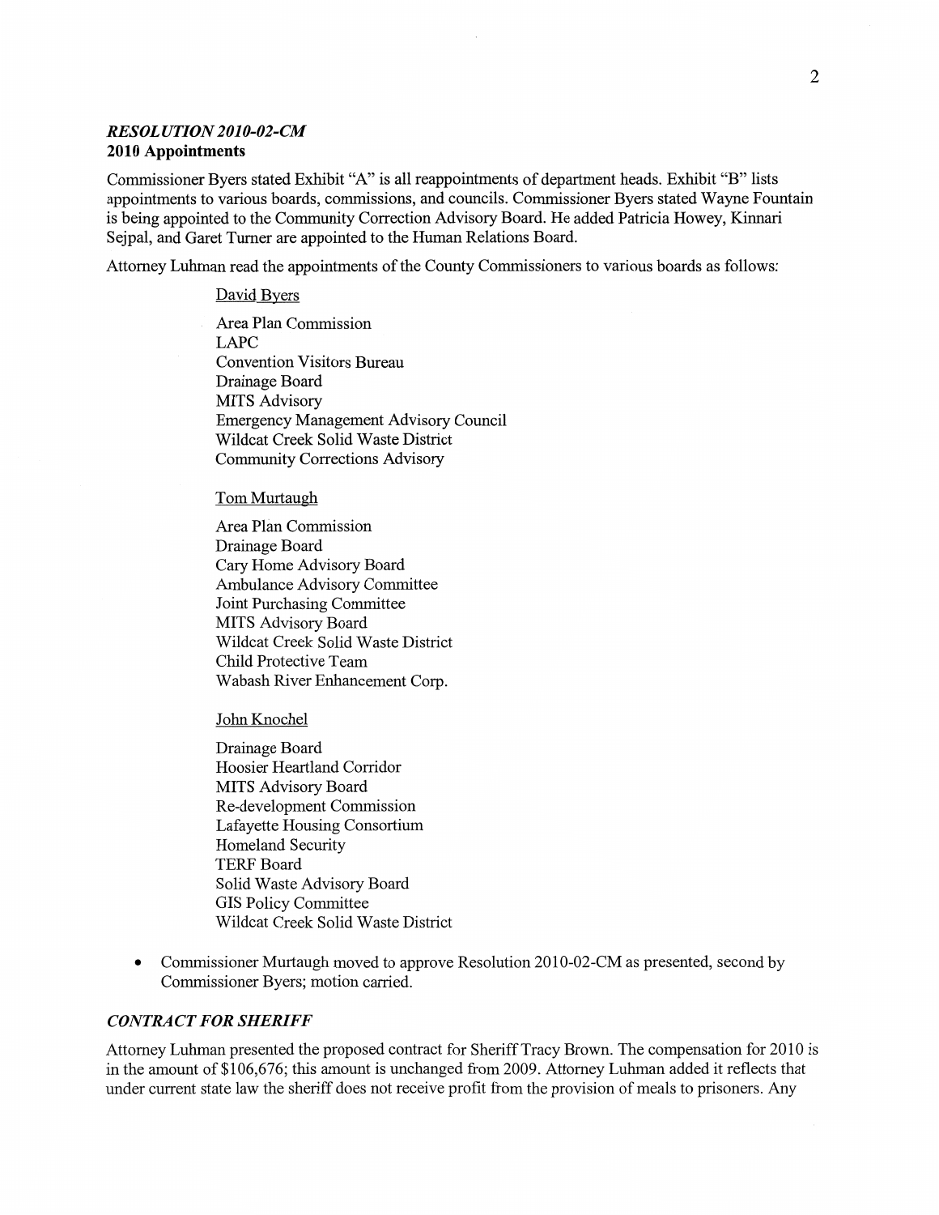### *RESOLUTION 2010-02-CM*
**2010 Appointments**

Commissioner Byers stated Exhibit "A" is all reappointments of department heads. Exhibit "B" lists appointments to various boards, commissions, and councils. Commissioner Byers stated Wayne Fountain is being appointed to the Community Correction Advisory Board. He added Patricia Howey, Kinnari Sejpal, and Garet Turner are appointed to the Human Relations Board.

Attorney Luhman read the appointments of the County Commissioners to various boards as follows:

David Byers

Area Plan Commission
LAPC
Convention Visitors Bureau
Drainage Board
MITS Advisory
Emergency Management Advisory Council
Wildcat Creek Solid Waste District
Community Corrections Advisory

Tom Murtaugh

Area Plan Commission
Drainage Board
Cary Home Advisory Board
Ambulance Advisory Committee
Joint Purchasing Committee
MITS Advisory Board
Wildcat Creek Solid Waste District
Child Protective Team
Wabash River Enhancement Corp.

John Knochel

Drainage Board
Hoosier Heartland Corridor
MITS Advisory Board
Re-development Commission
Lafayette Housing Consortium
Homeland Security
TERF Board
Solid Waste Advisory Board
GIS Policy Committee
Wildcat Creek Solid Waste District

- Commissioner Murtaugh moved to approve Resolution 2010-02-CM as presented, second by Commissioner Byers; motion carried.

### *CONTRACT FOR SHERIFF*

Attorney Luhman presented the proposed contract for Sheriff Tracy Brown. The compensation for 2010 is in the amount of $106,676; this amount is unchanged from 2009. Attorney Luhman added it reflects that under current state law the sheriff does not receive profit from the provision of meals to prisoners. Any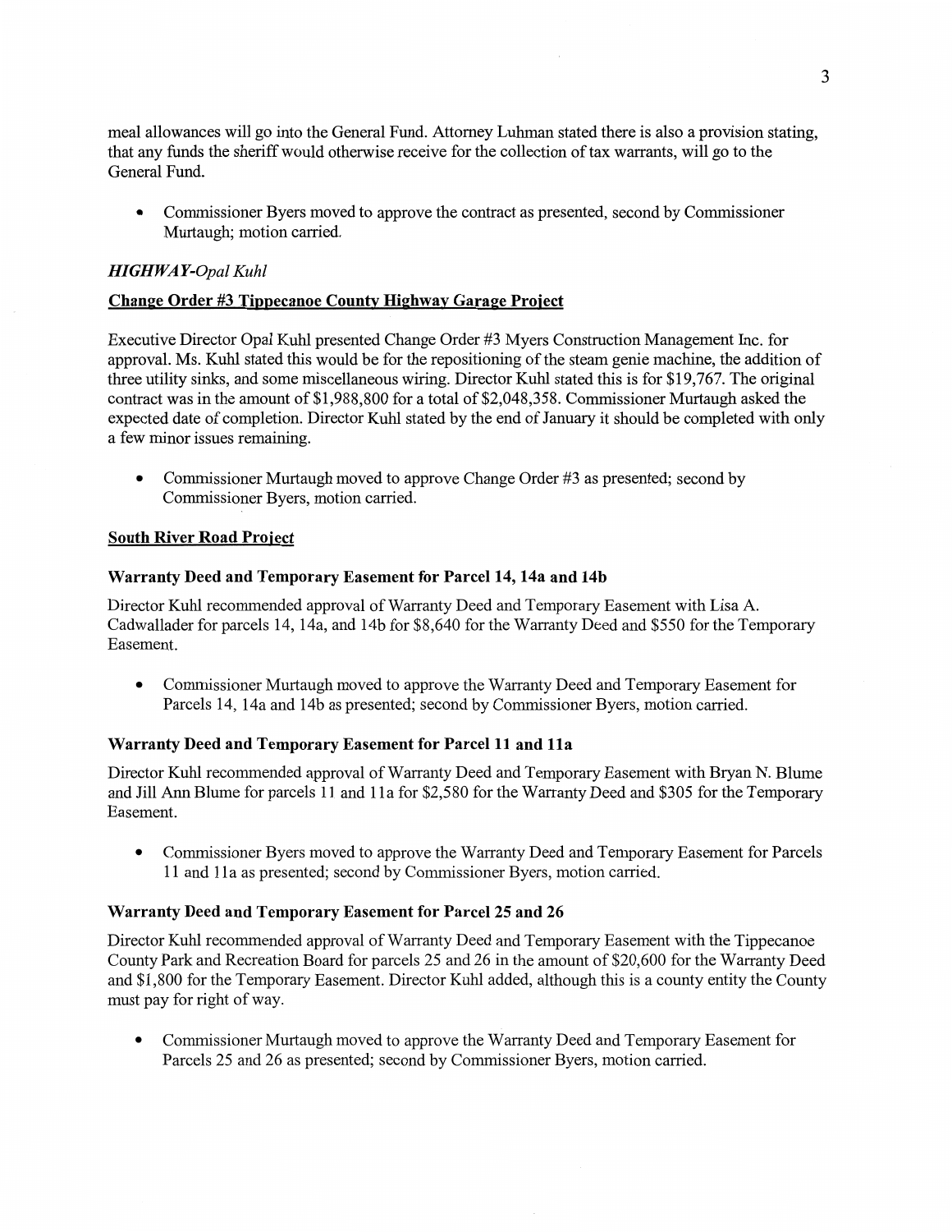meal allowances will go into the General Fund. Attorney Luhman stated there is also a provision stating, that any funds the sheriff would otherwise receive for the collection of tax warrants, will go to the General Fund.

- Commissioner Byers moved to approve the contract as presented, second by Commissioner Murtaugh; motion carried.

### *HIGHWAY-Opal Kuhl*

#### Change Order #3 Tippecanoe County Highway Garage Project

Executive Director Opal Kuhl presented Change Order #3 Myers Construction Management Inc. for approval. Ms. Kuhl stated this would be for the repositioning of the steam genie machine, the addition of three utility sinks, and some miscellaneous wiring. Director Kuhl stated this is for $19,767. The original contract was in the amount of $1,988,800 for a total of $2,048,358. Commissioner Murtaugh asked the expected date of completion. Director Kuhl stated by the end of January it should be completed with only a few minor issues remaining.

- Commissioner Murtaugh moved to approve Change Order #3 as presented; second by Commissioner Byers, motion carried.

#### South River Road Project

**Warranty Deed and Temporary Easement for Parcel 14, 14a and 14b**

Director Kuhl recommended approval of Warranty Deed and Temporary Easement with Lisa A. Cadwallader for parcels 14, 14a, and 14b for $8,640 for the Warranty Deed and $550 for the Temporary Easement.

- Commissioner Murtaugh moved to approve the Warranty Deed and Temporary Easement for Parcels 14, 14a and 14b as presented; second by Commissioner Byers, motion carried.

**Warranty Deed and Temporary Easement for Parcel 11 and 11a**

Director Kuhl recommended approval of Warranty Deed and Temporary Easement with Bryan N. Blume and Jill Ann Blume for parcels 11 and 11a for $2,580 for the Warranty Deed and $305 for the Temporary Easement.

- Commissioner Byers moved to approve the Warranty Deed and Temporary Easement for Parcels 11 and 11a as presented; second by Commissioner Byers, motion carried.

**Warranty Deed and Temporary Easement for Parcel 25 and 26**

Director Kuhl recommended approval of Warranty Deed and Temporary Easement with the Tippecanoe County Park and Recreation Board for parcels 25 and 26 in the amount of $20,600 for the Warranty Deed and $1,800 for the Temporary Easement. Director Kuhl added, although this is a county entity the County must pay for right of way.

- Commissioner Murtaugh moved to approve the Warranty Deed and Temporary Easement for Parcels 25 and 26 as presented; second by Commissioner Byers, motion carried.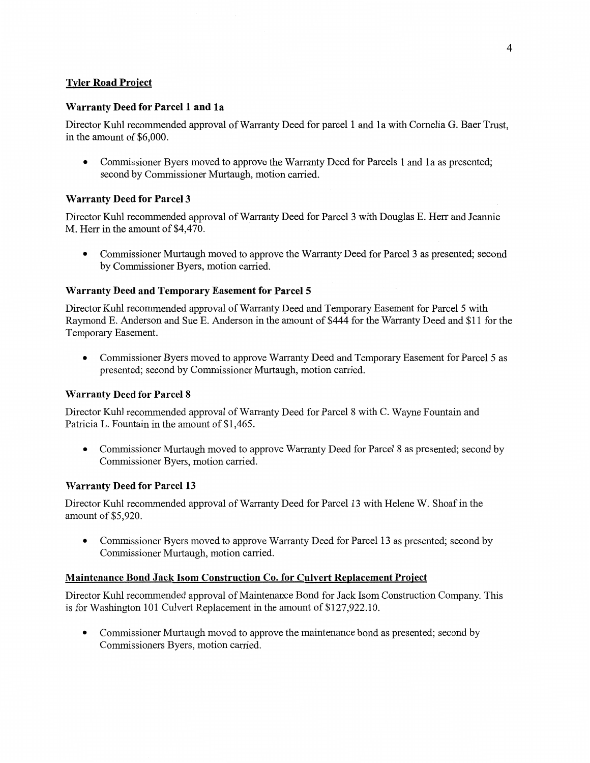**Tyler Road Project**

**Warranty Deed for Parcel 1 and 1a**

Director Kuhl recommended approval of Warranty Deed for parcel 1 and 1a with Cornelia G. Baer Trust, in the amount of $6,000.

- Commissioner Byers moved to approve the Warranty Deed for Parcels 1 and 1a as presented; second by Commissioner Murtaugh, motion carried.

**Warranty Deed for Parcel 3**

Director Kuhl recommended approval of Warranty Deed for Parcel 3 with Douglas E. Herr and Jeannie M. Herr in the amount of $4,470.

- Commissioner Murtaugh moved to approve the Warranty Deed for Parcel 3 as presented; second by Commissioner Byers, motion carried.

**Warranty Deed and Temporary Easement for Parcel 5**

Director Kuhl recommended approval of Warranty Deed and Temporary Easement for Parcel 5 with Raymond E. Anderson and Sue E. Anderson in the amount of $444 for the Warranty Deed and $11 for the Temporary Easement.

- Commissioner Byers moved to approve Warranty Deed and Temporary Easement for Parcel 5 as presented; second by Commissioner Murtaugh, motion carried.

**Warranty Deed for Parcel 8**

Director Kuhl recommended approval of Warranty Deed for Parcel 8 with C. Wayne Fountain and Patricia L. Fountain in the amount of $1,465.

- Commissioner Murtaugh moved to approve Warranty Deed for Parcel 8 as presented; second by Commissioner Byers, motion carried.

**Warranty Deed for Parcel 13**

Director Kuhl recommended approval of Warranty Deed for Parcel 13 with Helene W. Shoaf in the amount of $5,920.

- Commissioner Byers moved to approve Warranty Deed for Parcel 13 as presented; second by Commissioner Murtaugh, motion carried.

**Maintenance Bond Jack Isom Construction Co. for Culvert Replacement Project**

Director Kuhl recommended approval of Maintenance Bond for Jack Isom Construction Company. This is for Washington 101 Culvert Replacement in the amount of $127,922.10.

- Commissioner Murtaugh moved to approve the maintenance bond as presented; second by Commissioners Byers, motion carried.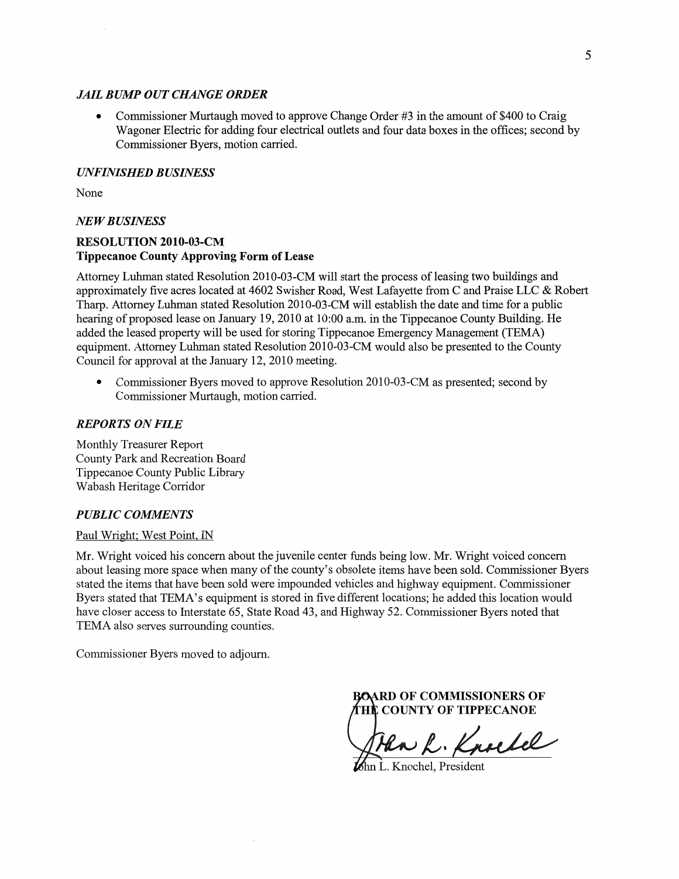### *JAIL BUMP OUT CHANGE ORDER*

- Commissioner Murtaugh moved to approve Change Order #3 in the amount of $400 to Craig Wagoner Electric for adding four electrical outlets and four data boxes in the offices; second by Commissioner Byers, motion carried.

### *UNFINISHED BUSINESS*

None

### *NEW BUSINESS*

**RESOLUTION 2010-03-CM**
**Tippecanoe County Approving Form of Lease**

Attorney Luhman stated Resolution 2010-03-CM will start the process of leasing two buildings and approximately five acres located at 4602 Swisher Road, West Lafayette from C and Praise LLC & Robert Tharp. Attorney Luhman stated Resolution 2010-03-CM will establish the date and time for a public hearing of proposed lease on January 19, 2010 at 10:00 a.m. in the Tippecanoe County Building. He added the leased property will be used for storing Tippecanoe Emergency Management (TEMA) equipment. Attorney Luhman stated Resolution 2010-03-CM would also be presented to the County Council for approval at the January 12, 2010 meeting.

- Commissioner Byers moved to approve Resolution 2010-03-CM as presented; second by Commissioner Murtaugh, motion carried.

### *REPORTS ON FILE*

Monthly Treasurer Report
County Park and Recreation Board
Tippecanoe County Public Library
Wabash Heritage Corridor

### *PUBLIC COMMENTS*

Paul Wright; West Point, IN

Mr. Wright voiced his concern about the juvenile center funds being low. Mr. Wright voiced concern about leasing more space when many of the county's obsolete items have been sold. Commissioner Byers stated the items that have been sold were impounded vehicles and highway equipment. Commissioner Byers stated that TEMA's equipment is stored in five different locations; he added this location would have closer access to Interstate 65, State Road 43, and Highway 52. Commissioner Byers noted that TEMA also serves surrounding counties.

Commissioner Byers moved to adjourn.

**BOARD OF COMMISSIONERS OF THE COUNTY OF TIPPECANOE**

John L. Knochel, President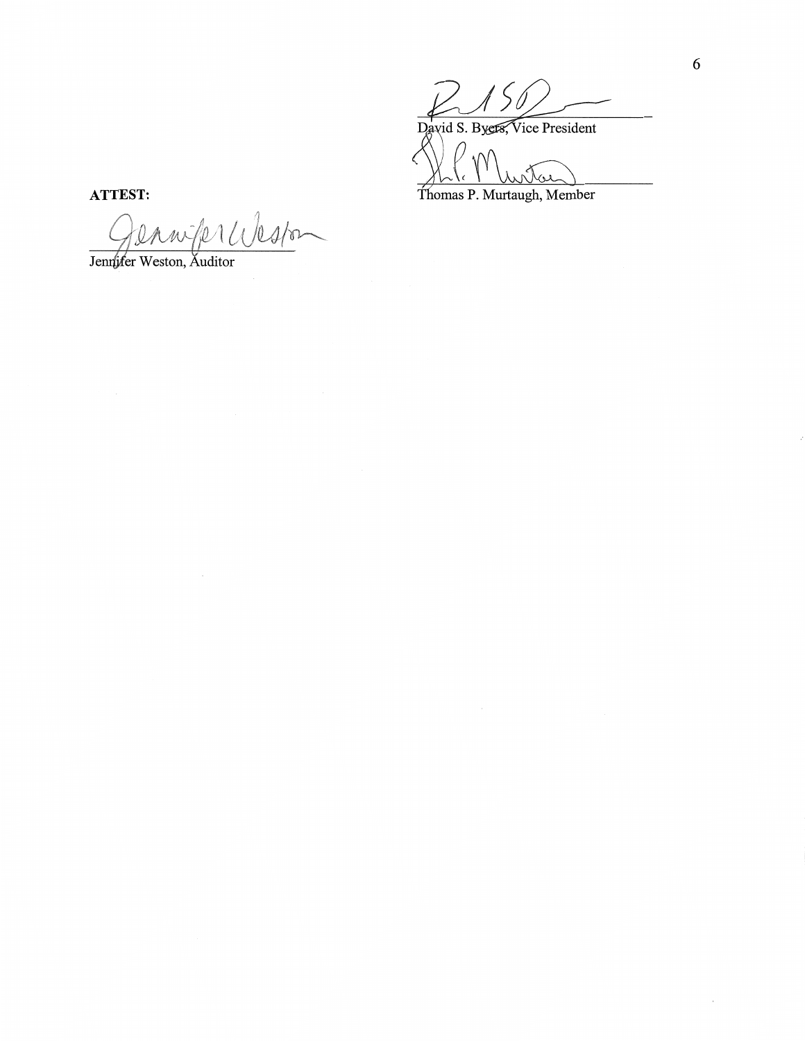David S. Byers, Vice President

Thomas P. Murtaugh, Member

**ATTEST:**

Jennifer Weston, Auditor